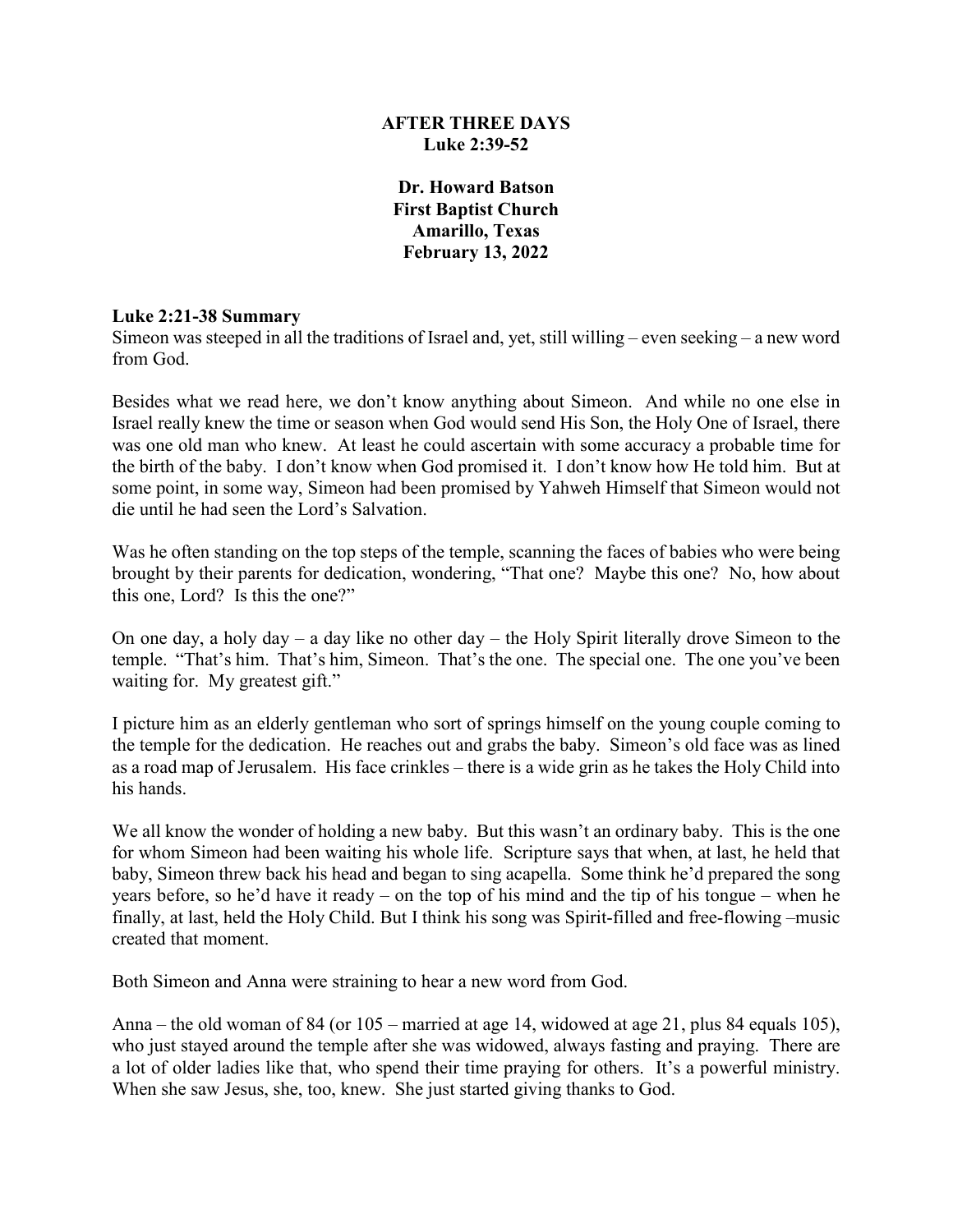**AFTER THREE DAYS**
**Luke 2:39-52**

**Dr. Howard Batson**
**First Baptist Church**
**Amarillo, Texas**
**February 13, 2022**

**Luke 2:21-38 Summary**

Simeon was steeped in all the traditions of Israel and, yet, still willing – even seeking – a new word from God.

Besides what we read here, we don't know anything about Simeon. And while no one else in Israel really knew the time or season when God would send His Son, the Holy One of Israel, there was one old man who knew. At least he could ascertain with some accuracy a probable time for the birth of the baby. I don't know when God promised it. I don't know how He told him. But at some point, in some way, Simeon had been promised by Yahweh Himself that Simeon would not die until he had seen the Lord's Salvation.

Was he often standing on the top steps of the temple, scanning the faces of babies who were being brought by their parents for dedication, wondering, "That one? Maybe this one? No, how about this one, Lord? Is this the one?"

On one day, a holy day – a day like no other day – the Holy Spirit literally drove Simeon to the temple. "That's him. That's him, Simeon. That's the one. The special one. The one you've been waiting for. My greatest gift."

I picture him as an elderly gentleman who sort of springs himself on the young couple coming to the temple for the dedication. He reaches out and grabs the baby. Simeon's old face was as lined as a road map of Jerusalem. His face crinkles – there is a wide grin as he takes the Holy Child into his hands.

We all know the wonder of holding a new baby. But this wasn't an ordinary baby. This is the one for whom Simeon had been waiting his whole life. Scripture says that when, at last, he held that baby, Simeon threw back his head and began to sing acapella. Some think he'd prepared the song years before, so he'd have it ready – on the top of his mind and the tip of his tongue – when he finally, at last, held the Holy Child. But I think his song was Spirit-filled and free-flowing –music created that moment.

Both Simeon and Anna were straining to hear a new word from God.

Anna – the old woman of 84 (or 105 – married at age 14, widowed at age 21, plus 84 equals 105), who just stayed around the temple after she was widowed, always fasting and praying. There are a lot of older ladies like that, who spend their time praying for others. It's a powerful ministry. When she saw Jesus, she, too, knew. She just started giving thanks to God.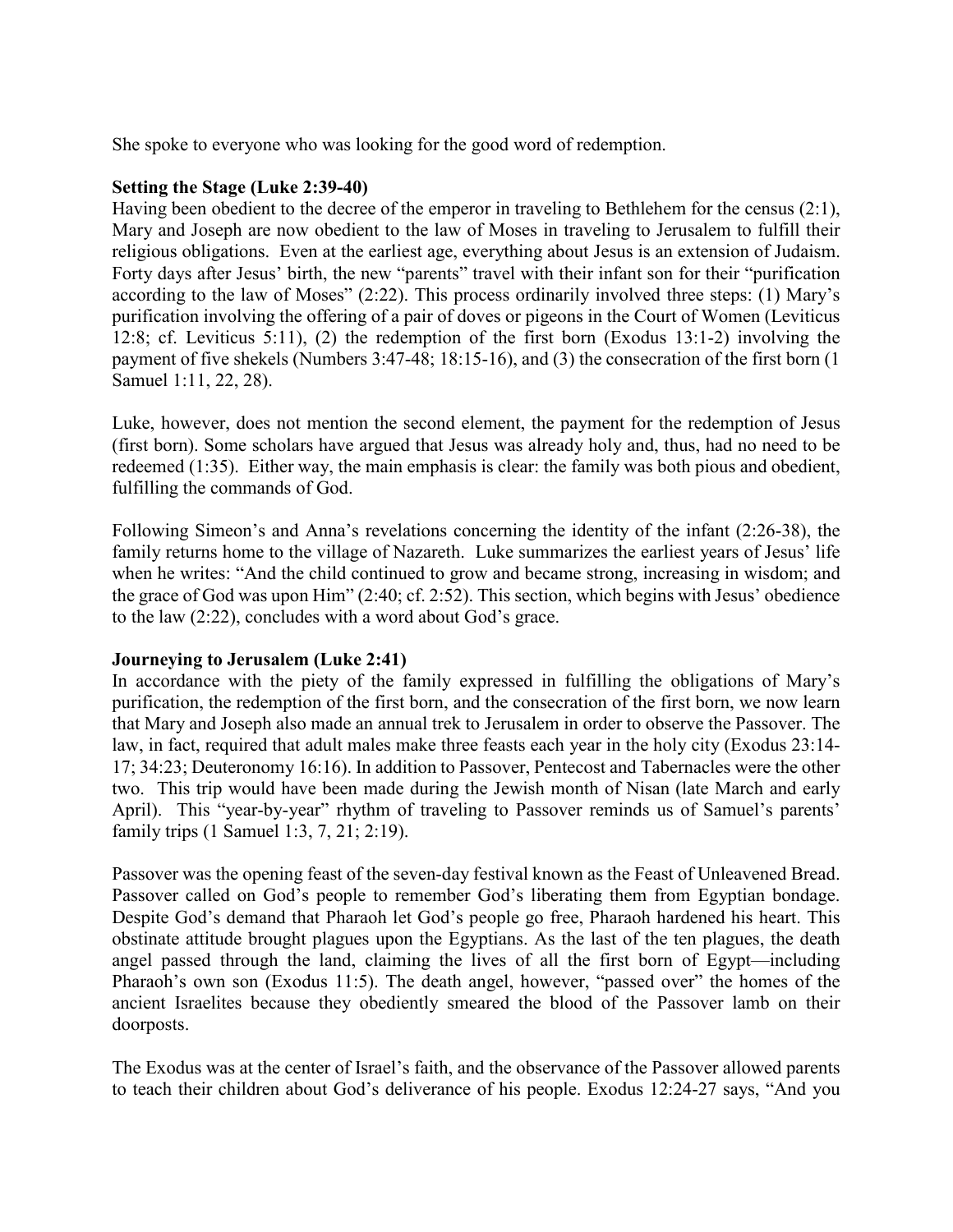She spoke to everyone who was looking for the good word of redemption.

**Setting the Stage (Luke 2:39-40)**

Having been obedient to the decree of the emperor in traveling to Bethlehem for the census (2:1), Mary and Joseph are now obedient to the law of Moses in traveling to Jerusalem to fulfill their religious obligations. Even at the earliest age, everything about Jesus is an extension of Judaism. Forty days after Jesus' birth, the new "parents" travel with their infant son for their "purification according to the law of Moses" (2:22). This process ordinarily involved three steps: (1) Mary's purification involving the offering of a pair of doves or pigeons in the Court of Women (Leviticus 12:8; cf. Leviticus 5:11), (2) the redemption of the first born (Exodus 13:1-2) involving the payment of five shekels (Numbers 3:47-48; 18:15-16), and (3) the consecration of the first born (1 Samuel 1:11, 22, 28).

Luke, however, does not mention the second element, the payment for the redemption of Jesus (first born). Some scholars have argued that Jesus was already holy and, thus, had no need to be redeemed (1:35). Either way, the main emphasis is clear: the family was both pious and obedient, fulfilling the commands of God.

Following Simeon's and Anna's revelations concerning the identity of the infant (2:26-38), the family returns home to the village of Nazareth. Luke summarizes the earliest years of Jesus' life when he writes: "And the child continued to grow and became strong, increasing in wisdom; and the grace of God was upon Him" (2:40; cf. 2:52). This section, which begins with Jesus' obedience to the law (2:22), concludes with a word about God's grace.

**Journeying to Jerusalem (Luke 2:41)**

In accordance with the piety of the family expressed in fulfilling the obligations of Mary's purification, the redemption of the first born, and the consecration of the first born, we now learn that Mary and Joseph also made an annual trek to Jerusalem in order to observe the Passover. The law, in fact, required that adult males make three feasts each year in the holy city (Exodus 23:14-17; 34:23; Deuteronomy 16:16). In addition to Passover, Pentecost and Tabernacles were the other two. This trip would have been made during the Jewish month of Nisan (late March and early April). This "year-by-year" rhythm of traveling to Passover reminds us of Samuel's parents' family trips (1 Samuel 1:3, 7, 21; 2:19).

Passover was the opening feast of the seven-day festival known as the Feast of Unleavened Bread. Passover called on God's people to remember God's liberating them from Egyptian bondage. Despite God's demand that Pharaoh let God's people go free, Pharaoh hardened his heart. This obstinate attitude brought plagues upon the Egyptians. As the last of the ten plagues, the death angel passed through the land, claiming the lives of all the first born of Egypt—including Pharaoh's own son (Exodus 11:5). The death angel, however, "passed over" the homes of the ancient Israelites because they obediently smeared the blood of the Passover lamb on their doorposts.

The Exodus was at the center of Israel's faith, and the observance of the Passover allowed parents to teach their children about God's deliverance of his people. Exodus 12:24-27 says, "And you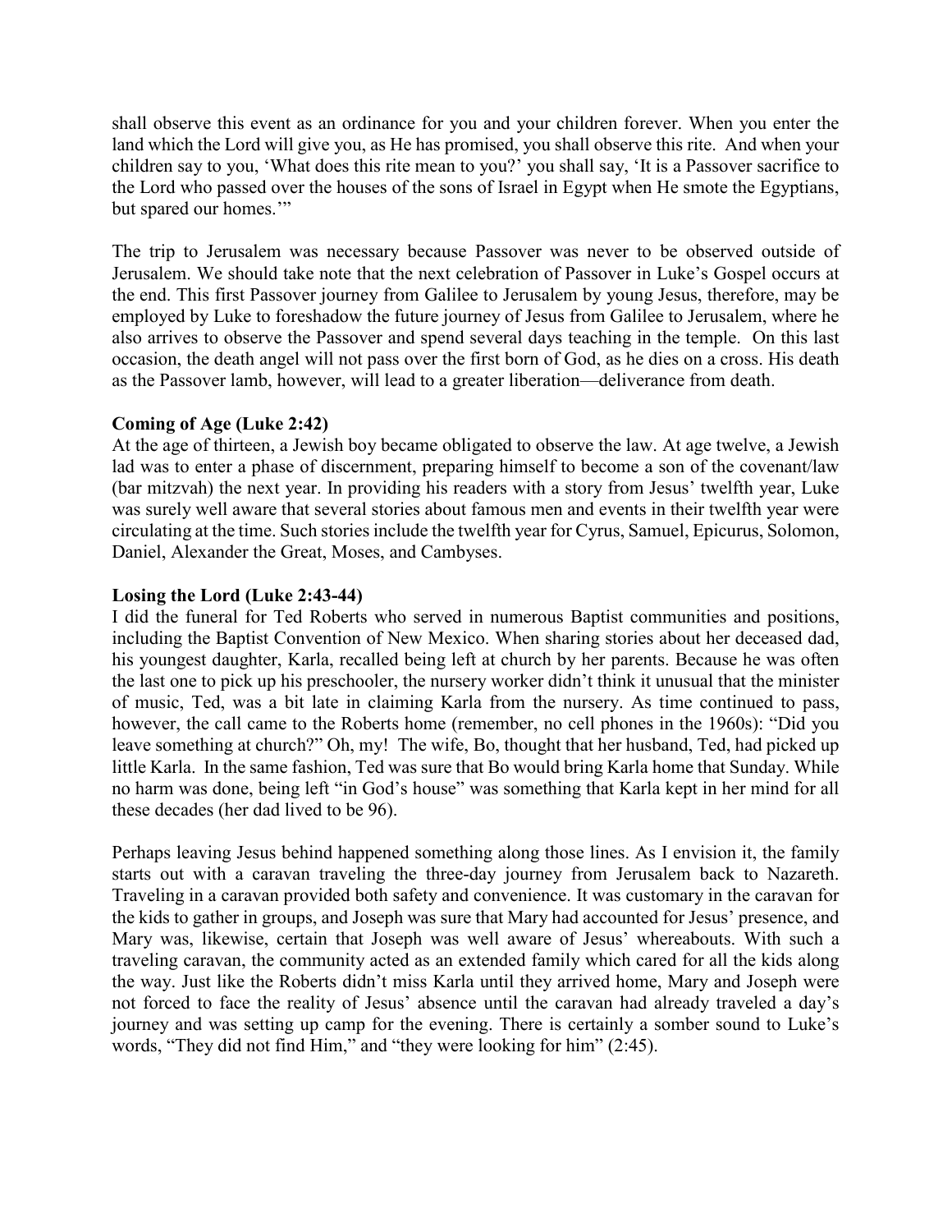shall observe this event as an ordinance for you and your children forever. When you enter the land which the Lord will give you, as He has promised, you shall observe this rite. And when your children say to you, 'What does this rite mean to you?' you shall say, 'It is a Passover sacrifice to the Lord who passed over the houses of the sons of Israel in Egypt when He smote the Egyptians, but spared our homes.'"

The trip to Jerusalem was necessary because Passover was never to be observed outside of Jerusalem. We should take note that the next celebration of Passover in Luke's Gospel occurs at the end. This first Passover journey from Galilee to Jerusalem by young Jesus, therefore, may be employed by Luke to foreshadow the future journey of Jesus from Galilee to Jerusalem, where he also arrives to observe the Passover and spend several days teaching in the temple. On this last occasion, the death angel will not pass over the first born of God, as he dies on a cross. His death as the Passover lamb, however, will lead to a greater liberation—deliverance from death.

**Coming of Age (Luke 2:42)**
At the age of thirteen, a Jewish boy became obligated to observe the law. At age twelve, a Jewish lad was to enter a phase of discernment, preparing himself to become a son of the covenant/law (bar mitzvah) the next year. In providing his readers with a story from Jesus' twelfth year, Luke was surely well aware that several stories about famous men and events in their twelfth year were circulating at the time. Such stories include the twelfth year for Cyrus, Samuel, Epicurus, Solomon, Daniel, Alexander the Great, Moses, and Cambyses.

**Losing the Lord (Luke 2:43-44)**
I did the funeral for Ted Roberts who served in numerous Baptist communities and positions, including the Baptist Convention of New Mexico. When sharing stories about her deceased dad, his youngest daughter, Karla, recalled being left at church by her parents. Because he was often the last one to pick up his preschooler, the nursery worker didn't think it unusual that the minister of music, Ted, was a bit late in claiming Karla from the nursery. As time continued to pass, however, the call came to the Roberts home (remember, no cell phones in the 1960s): "Did you leave something at church?" Oh, my! The wife, Bo, thought that her husband, Ted, had picked up little Karla. In the same fashion, Ted was sure that Bo would bring Karla home that Sunday. While no harm was done, being left "in God's house" was something that Karla kept in her mind for all these decades (her dad lived to be 96).

Perhaps leaving Jesus behind happened something along those lines. As I envision it, the family starts out with a caravan traveling the three-day journey from Jerusalem back to Nazareth. Traveling in a caravan provided both safety and convenience. It was customary in the caravan for the kids to gather in groups, and Joseph was sure that Mary had accounted for Jesus' presence, and Mary was, likewise, certain that Joseph was well aware of Jesus' whereabouts. With such a traveling caravan, the community acted as an extended family which cared for all the kids along the way. Just like the Roberts didn't miss Karla until they arrived home, Mary and Joseph were not forced to face the reality of Jesus' absence until the caravan had already traveled a day's journey and was setting up camp for the evening. There is certainly a somber sound to Luke's words, "They did not find Him," and "they were looking for him" (2:45).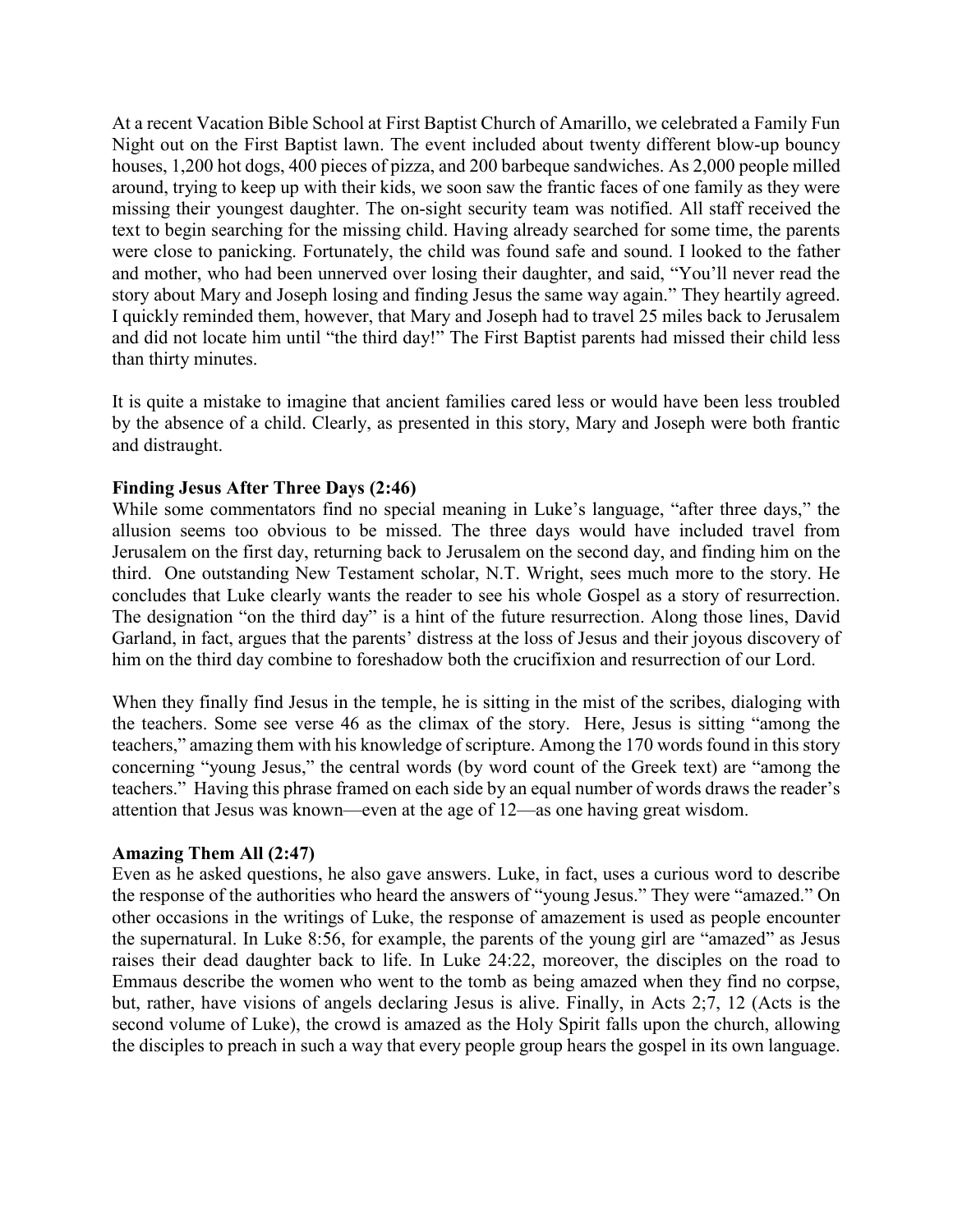At a recent Vacation Bible School at First Baptist Church of Amarillo, we celebrated a Family Fun Night out on the First Baptist lawn. The event included about twenty different blow-up bouncy houses, 1,200 hot dogs, 400 pieces of pizza, and 200 barbeque sandwiches. As 2,000 people milled around, trying to keep up with their kids, we soon saw the frantic faces of one family as they were missing their youngest daughter. The on-sight security team was notified. All staff received the text to begin searching for the missing child. Having already searched for some time, the parents were close to panicking. Fortunately, the child was found safe and sound. I looked to the father and mother, who had been unnerved over losing their daughter, and said, "You'll never read the story about Mary and Joseph losing and finding Jesus the same way again." They heartily agreed. I quickly reminded them, however, that Mary and Joseph had to travel 25 miles back to Jerusalem and did not locate him until "the third day!" The First Baptist parents had missed their child less than thirty minutes.

It is quite a mistake to imagine that ancient families cared less or would have been less troubled by the absence of a child. Clearly, as presented in this story, Mary and Joseph were both frantic and distraught.

**Finding Jesus After Three Days (2:46)**

While some commentators find no special meaning in Luke's language, "after three days," the allusion seems too obvious to be missed. The three days would have included travel from Jerusalem on the first day, returning back to Jerusalem on the second day, and finding him on the third. One outstanding New Testament scholar, N.T. Wright, sees much more to the story. He concludes that Luke clearly wants the reader to see his whole Gospel as a story of resurrection. The designation "on the third day" is a hint of the future resurrection. Along those lines, David Garland, in fact, argues that the parents' distress at the loss of Jesus and their joyous discovery of him on the third day combine to foreshadow both the crucifixion and resurrection of our Lord.

When they finally find Jesus in the temple, he is sitting in the mist of the scribes, dialoging with the teachers. Some see verse 46 as the climax of the story. Here, Jesus is sitting "among the teachers," amazing them with his knowledge of scripture. Among the 170 words found in this story concerning "young Jesus," the central words (by word count of the Greek text) are "among the teachers." Having this phrase framed on each side by an equal number of words draws the reader's attention that Jesus was known—even at the age of 12—as one having great wisdom.

**Amazing Them All (2:47)**

Even as he asked questions, he also gave answers. Luke, in fact, uses a curious word to describe the response of the authorities who heard the answers of "young Jesus." They were "amazed." On other occasions in the writings of Luke, the response of amazement is used as people encounter the supernatural. In Luke 8:56, for example, the parents of the young girl are "amazed" as Jesus raises their dead daughter back to life. In Luke 24:22, moreover, the disciples on the road to Emmaus describe the women who went to the tomb as being amazed when they find no corpse, but, rather, have visions of angels declaring Jesus is alive. Finally, in Acts 2;7, 12 (Acts is the second volume of Luke), the crowd is amazed as the Holy Spirit falls upon the church, allowing the disciples to preach in such a way that every people group hears the gospel in its own language.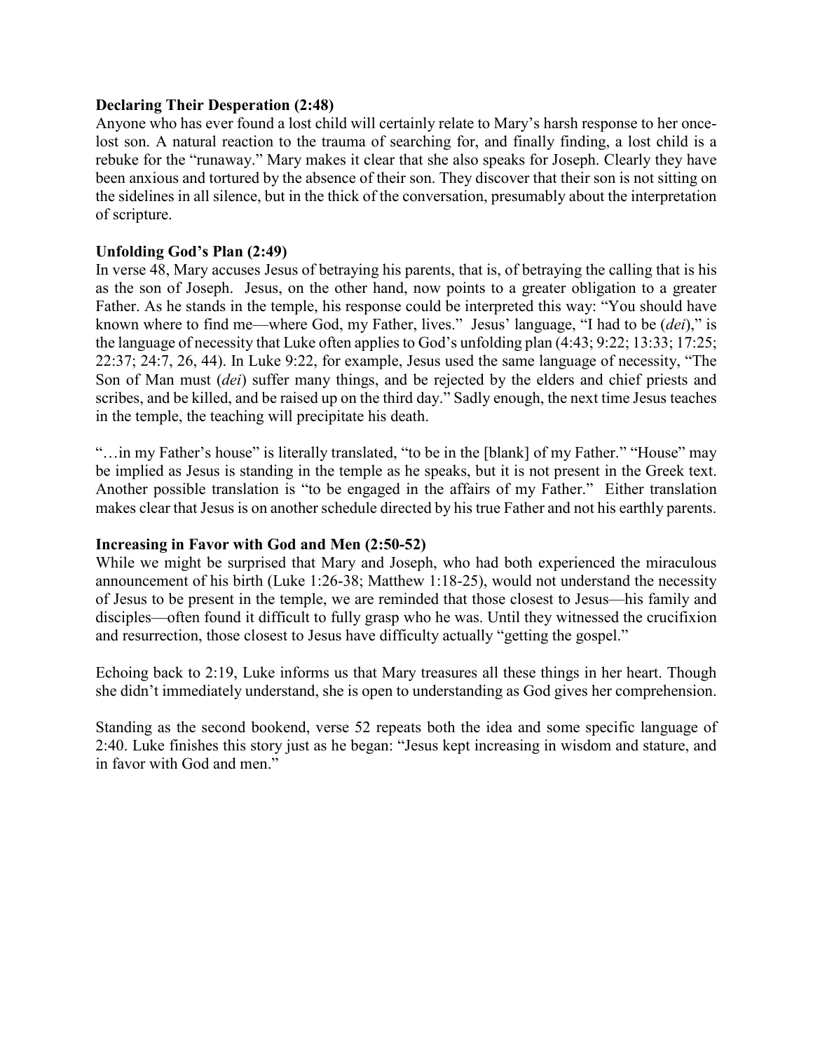**Declaring Their Desperation (2:48)**

Anyone who has ever found a lost child will certainly relate to Mary's harsh response to her once-lost son. A natural reaction to the trauma of searching for, and finally finding, a lost child is a rebuke for the "runaway." Mary makes it clear that she also speaks for Joseph. Clearly they have been anxious and tortured by the absence of their son. They discover that their son is not sitting on the sidelines in all silence, but in the thick of the conversation, presumably about the interpretation of scripture.

**Unfolding God's Plan (2:49)**

In verse 48, Mary accuses Jesus of betraying his parents, that is, of betraying the calling that is his as the son of Joseph. Jesus, on the other hand, now points to a greater obligation to a greater Father. As he stands in the temple, his response could be interpreted this way: "You should have known where to find me—where God, my Father, lives." Jesus' language, "I had to be (*dei*)," is the language of necessity that Luke often applies to God's unfolding plan (4:43; 9:22; 13:33; 17:25; 22:37; 24:7, 26, 44). In Luke 9:22, for example, Jesus used the same language of necessity, "The Son of Man must (*dei*) suffer many things, and be rejected by the elders and chief priests and scribes, and be killed, and be raised up on the third day." Sadly enough, the next time Jesus teaches in the temple, the teaching will precipitate his death.

"…in my Father's house" is literally translated, "to be in the [blank] of my Father." "House" may be implied as Jesus is standing in the temple as he speaks, but it is not present in the Greek text. Another possible translation is "to be engaged in the affairs of my Father." Either translation makes clear that Jesus is on another schedule directed by his true Father and not his earthly parents.

**Increasing in Favor with God and Men (2:50-52)**

While we might be surprised that Mary and Joseph, who had both experienced the miraculous announcement of his birth (Luke 1:26-38; Matthew 1:18-25), would not understand the necessity of Jesus to be present in the temple, we are reminded that those closest to Jesus—his family and disciples—often found it difficult to fully grasp who he was. Until they witnessed the crucifixion and resurrection, those closest to Jesus have difficulty actually "getting the gospel."

Echoing back to 2:19, Luke informs us that Mary treasures all these things in her heart. Though she didn't immediately understand, she is open to understanding as God gives her comprehension.

Standing as the second bookend, verse 52 repeats both the idea and some specific language of 2:40. Luke finishes this story just as he began: "Jesus kept increasing in wisdom and stature, and in favor with God and men."